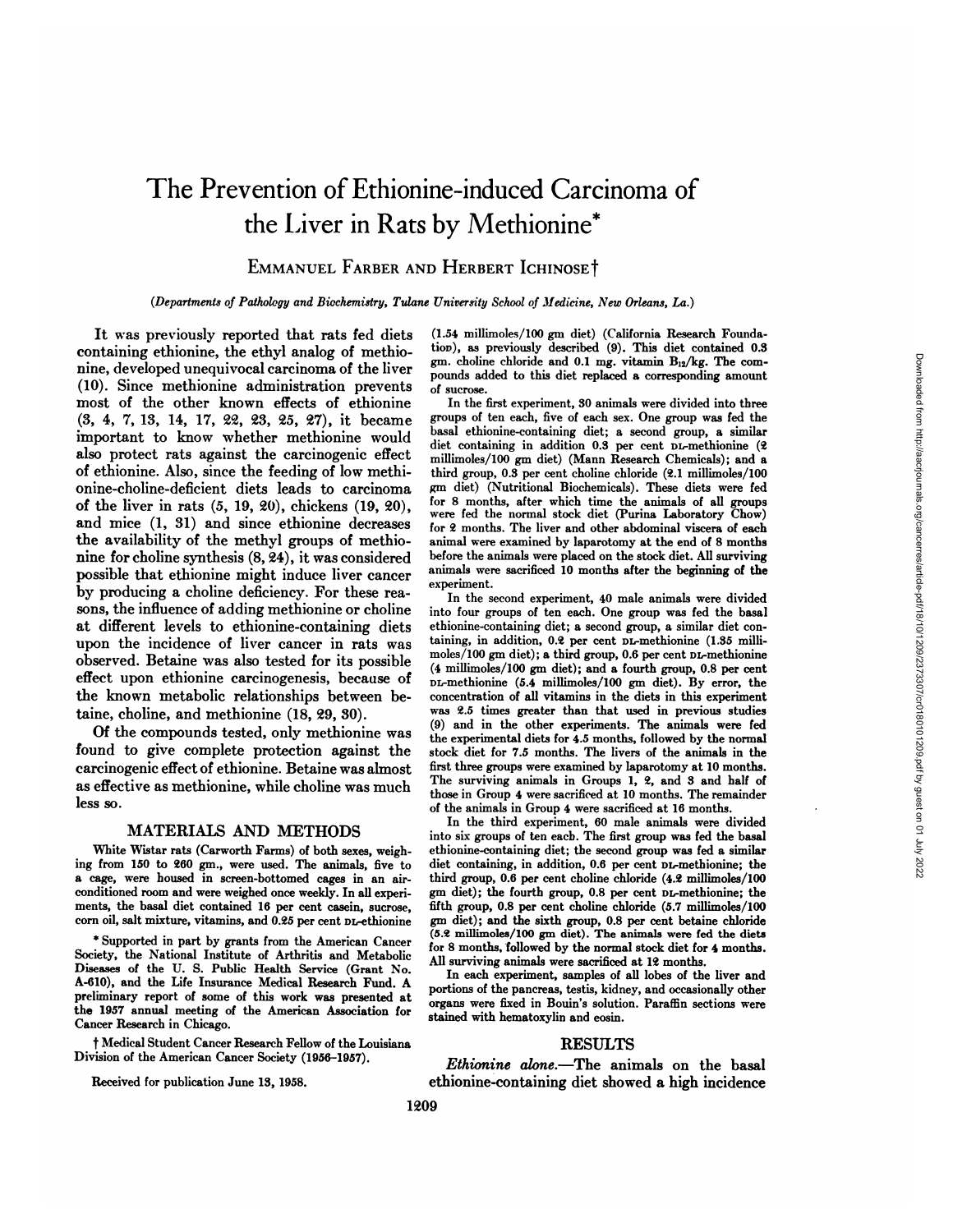# The Prevention of Ethionine-induced Carcinoma of the Liver in Rats by Methionine*

EMMANUEL FARBER AND HERBERT ICHINOSE†

*(Departments of Pathology and Biochemistry, Tulane University School of Medicine, New Orleans, La.)*

It was previously reported that rats fed diets containing ethionine, the ethyl analog of methionine, developed unequivocal carcinoma of the liver (10). Since methionine administration prevents most of the other known effects of ethionine (3, 4, 7, 13, 14, 17, 22, 23, 25, 27), it became important to know whether methionine would also protect rats against the carcinogenic effect of ethionine. Also, since the feeding of low methionine-choline-deficient diets leads to carcinoma of the liver in rats (5, 19, 20), chickens (19, 20), and mice (1, 31) and since ethionine decreases the availability of the methyl groups of methionine for choline synthesis (8, 24), it was considered possible that ethionine might induce liver cancer by producing a choline deficiency. For these reasons, the influence of adding methionine or choline at different levels to ethionine-containing diets upon the incidence of liver cancer in rats was observed. Betaine was also tested for its possible effect upon ethionine carcinogenesis, because of the known metabolic relationships between betaine, choline, and methionine (18, 29, 30).

Of the compounds tested, only methionine was found to give complete protection against the carcinogenic effect of ethionine. Betaine was almost as effective as methionine, while choline was much less so.

## MATERIALS AND METHODS

White Wistar rats (Carworth Farms) of both sexes, weighing from 150 to 260 gm., were used. The animals, five to a cage, were housed in screen-bottomed cages in an air-conditioned room and were weighed once weekly. In all experiments, the basal diet contained 16 per cent casein, sucrose, corn oil, salt mixture, vitamins, and 0.25 per cent DL-ethionine (1.54 millimoles/100 gm diet) (California Research Foundation), as previously described (9). This diet contained 0.3 gm. choline chloride and 0.1 mg. vitamin $B_{12}$/kg. The compounds added to this diet replaced a corresponding amount of sucrose.

In the first experiment, 30 animals were divided into three groups of ten each, five of each sex. One group was fed the basal ethionine-containing diet; a second group, a similar diet containing in addition 0.3 per cent DL-methionine (2 millimoles/100 gm diet) (Mann Research Chemicals); and a third group, 0.3 per cent choline chloride (2.1 millimoles/100 gm diet) (Nutritional Biochemicals). These diets were fed for 8 months, after which time the animals of all groups were fed the normal stock diet (Purina Laboratory Chow) for 2 months. The liver and other abdominal viscera of each animal were examined by laparotomy at the end of 8 months before the animals were placed on the stock diet. All surviving animals were sacrificed 10 months after the beginning of the experiment.

In the second experiment, 40 male animals were divided into four groups of ten each. One group was fed the basal ethionine-containing diet; a second group, a similar diet containing, in addition, 0.2 per cent DL-methionine (1.35 millimoles/100 gm diet); a third group, 0.6 per cent DL-methionine (4 millimoles/100 gm diet); and a fourth group, 0.8 per cent DL-methionine (5.4 millimoles/100 gm diet). By error, the concentration of all vitamins in the diets in this experiment was 2.5 times greater than that used in previous studies (9) and in the other experiments. The animals were fed the experimental diets for 4.5 months, followed by the normal stock diet for 7.5 months. The livers of the animals in the first three groups were examined by laparotomy at 10 months. The surviving animals in Groups 1, 2, and 3 and half of those in Group 4 were sacrificed at 10 months. The remainder of the animals in Group 4 were sacrificed at 16 months.

In the third experiment, 60 male animals were divided into six groups of ten each. The first group was fed the basal ethionine-containing diet; the second group was fed a similar diet containing, in addition, 0.6 per cent DL-methionine; the third group, 0.6 per cent choline chloride (4.2 millimoles/100 gm diet); the fourth group, 0.8 per cent DL-methionine; the fifth group, 0.8 per cent choline chloride (5.7 millimoles/100 gm diet); and the sixth group, 0.8 per cent betaine chloride (5.2 millimoles/100 gm diet). The animals were fed the diets for 8 months, followed by the normal stock diet for 4 months. All surviving animals were sacrificed at 12 months.

In each experiment, samples of all lobes of the liver and portions of the pancreas, testis, kidney, and occasionally other organs were fixed in Bouin's solution. Paraffin sections were stained with hematoxylin and eosin.

## RESULTS

*Ethionine alone.*—The animals on the basal ethionine-containing diet showed a high incidence

---

* Supported in part by grants from the American Cancer Society, the National Institute of Arthritis and Metabolic Diseases of the U. S. Public Health Service (Grant No. A-610), and the Life Insurance Medical Research Fund. A preliminary report of some of this work was presented at the 1957 annual meeting of the American Association for Cancer Research in Chicago.

† Medical Student Cancer Research Fellow of the Louisiana Division of the American Cancer Society (1956–1957).

Received for publication June 13, 1958.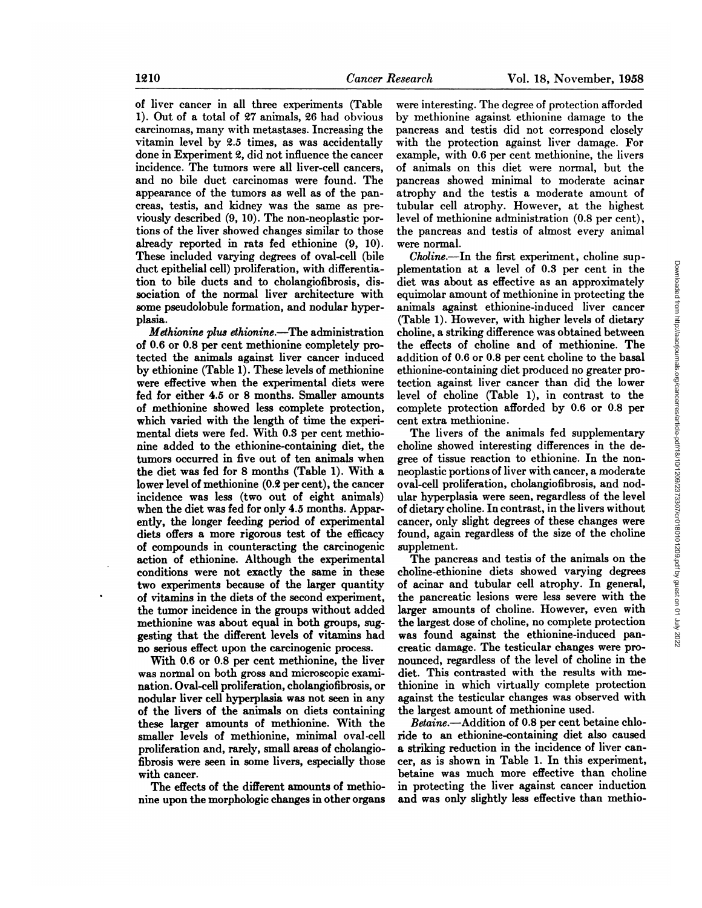of liver cancer in all three experiments (Table 1). Out of a total of 27 animals, 26 had obvious carcinomas, many with metastases. Increasing the vitamin level by 2.5 times, as was accidentally done in Experiment 2, did not influence the cancer incidence. The tumors were all liver-cell cancers, and no bile duct carcinomas were found. The appearance of the tumors as well as of the pancreas, testis, and kidney was the same as previously described (9, 10). The non-neoplastic portions of the liver showed changes similar to those already reported in rats fed ethionine (9, 10). These included varying degrees of oval-cell (bile duct epithelial cell) proliferation, with differentiation to bile ducts and to cholangiofibrosis, dissociation of the normal liver architecture with some pseudolobule formation, and nodular hyperplasia.

*Methionine plus ethionine.*—The administration of 0.6 or 0.8 per cent methionine completely protected the animals against liver cancer induced by ethionine (Table 1). These levels of methionine were effective when the experimental diets were fed for either 4.5 or 8 months. Smaller amounts of methionine showed less complete protection, which varied with the length of time the experimental diets were fed. With 0.3 per cent methionine added to the ethionine-containing diet, the tumors occurred in five out of ten animals when the diet was fed for 8 months (Table 1). With a lower level of methionine (0.2 per cent), the cancer incidence was less (two out of eight animals) when the diet was fed for only 4.5 months. Apparently, the longer feeding period of experimental diets offers a more rigorous test of the efficacy of compounds in counteracting the carcinogenic action of ethionine. Although the experimental conditions were not exactly the same in these two experiments because of the larger quantity of vitamins in the diets of the second experiment, the tumor incidence in the groups without added methionine was about equal in both groups, suggesting that the different levels of vitamins had no serious effect upon the carcinogenic process.

With 0.6 or 0.8 per cent methionine, the liver was normal on both gross and microscopic examination. Oval-cell proliferation, cholangiofibrosis, or nodular liver cell hyperplasia was not seen in any of the livers of the animals on diets containing these larger amounts of methionine. With the smaller levels of methionine, minimal oval-cell proliferation and, rarely, small areas of cholangiofibrosis were seen in some livers, especially those with cancer.

The effects of the different amounts of methionine upon the morphologic changes in other organs were interesting. The degree of protection afforded by methionine against ethionine damage to the pancreas and testis did not correspond closely with the protection against liver damage. For example, with 0.6 per cent methionine, the livers of animals on this diet were normal, but the pancreas showed minimal to moderate acinar atrophy and the testis a moderate amount of tubular cell atrophy. However, at the highest level of methionine administration (0.8 per cent), the pancreas and testis of almost every animal were normal.

*Choline.*—In the first experiment, choline supplementation at a level of 0.3 per cent in the diet was about as effective as an approximately equimolar amount of methionine in protecting the animals against ethionine-induced liver cancer (Table 1). However, with higher levels of dietary choline, a striking difference was obtained between the effects of choline and of methionine. The addition of 0.6 or 0.8 per cent choline to the basal ethionine-containing diet produced no greater protection against liver cancer than did the lower level of choline (Table 1), in contrast to the complete protection afforded by 0.6 or 0.8 per cent extra methionine.

The livers of the animals fed supplementary choline showed interesting differences in the degree of tissue reaction to ethionine. In the non-neoplastic portions of liver with cancer, a moderate oval-cell proliferation, cholangiofibrosis, and nodular hyperplasia were seen, regardless of the level of dietary choline. In contrast, in the livers without cancer, only slight degrees of these changes were found, again regardless of the size of the choline supplement.

The pancreas and testis of the animals on the choline-ethionine diets showed varying degrees of acinar and tubular cell atrophy. In general, the pancreatic lesions were less severe with the larger amounts of choline. However, even with the largest dose of choline, no complete protection was found against the ethionine-induced pancreatic damage. The testicular changes were pronounced, regardless of the level of choline in the diet. This contrasted with the results with methionine in which virtually complete protection against the testicular changes was observed with the largest amount of methionine used.

*Betaine.*—Addition of 0.8 per cent betaine chloride to an ethionine-containing diet also caused a striking reduction in the incidence of liver cancer, as is shown in Table 1. In this experiment, betaine was much more effective than choline in protecting the liver against cancer induction and was only slightly less effective than methio-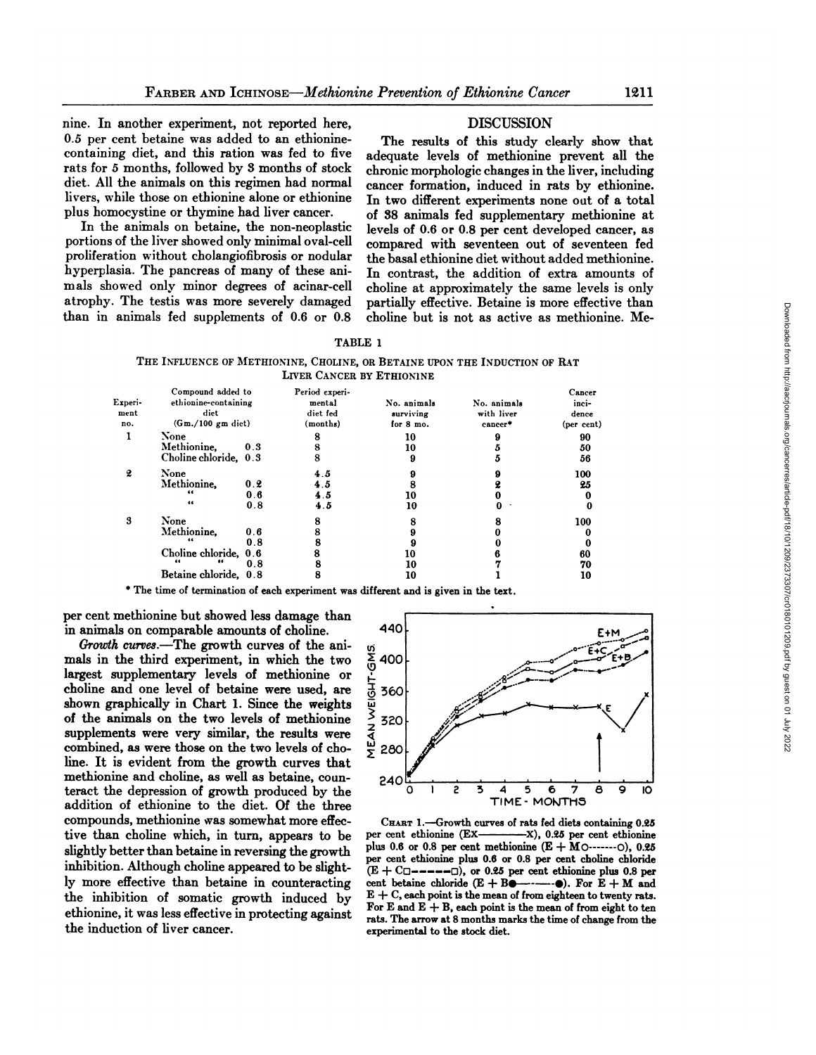nine. In another experiment, not reported here, 0.5 per cent betaine was added to an ethionine-containing diet, and this ration was fed to five rats for 5 months, followed by 3 months of stock diet. All the animals on this regimen had normal livers, while those on ethionine alone or ethionine plus homocystine or thymine had liver cancer.

In the animals on betaine, the non-neoplastic portions of the liver showed only minimal oval-cell proliferation without cholangiofibrosis or nodular hyperplasia. The pancreas of many of these animals showed only minor degrees of acinar-cell atrophy. The testis was more severely damaged than in animals fed supplements of 0.6 or 0.8 per cent methionine but showed less damage than in animals on comparable amounts of choline.

*Growth curves.*—The growth curves of the animals in the third experiment, in which the two largest supplementary levels of methionine or choline and one level of betaine were used, are shown graphically in Chart 1. Since the weights of the animals on the two levels of methionine supplements were very similar, the results were combined, as were those on the two levels of choline. It is evident from the growth curves that methionine and choline, as well as betaine, counteract the depression of growth produced by the addition of ethionine to the diet. Of the three compounds, methionine was somewhat more effective than choline which, in turn, appears to be slightly better than betaine in reversing the growth inhibition. Although choline appeared to be slightly more effective than betaine in counteracting the inhibition of somatic growth induced by ethionine, it was less effective in protecting against the induction of liver cancer.

## DISCUSSION

The results of this study clearly show that adequate levels of methionine prevent all the chronic morphologic changes in the liver, including cancer formation, induced in rats by ethionine. In two different experiments none out of a total of 38 animals fed supplementary methionine at levels of 0.6 or 0.8 per cent developed cancer, as compared with seventeen out of seventeen fed the basal ethionine diet without added methionine. In contrast, the addition of extra amounts of choline at approximately the same levels is only partially effective. Betaine is more effective than choline but is not as active as methionine. Me-

TABLE 1

THE INFLUENCE OF METHIONINE, CHOLINE, OR BETAINE UPON THE INDUCTION OF RAT LIVER CANCER BY ETHIONINE

| Experiment no. | Compound added to ethionine-containing diet (Gm./100 gm diet) | | Period experimental diet fed (months) | No. animals surviving for 8 mo. | No. animals with liver cancer* | Cancer incidence (per cent) |
|---|---|---|---|---|---|---|
| 1 | None | | 8 | 10 | 9 | 90 |
| | Methionine, | 0.3 | 8 | 10 | 5 | 50 |
| | Choline chloride, | 0.3 | 8 | 9 | 5 | 56 |
| 2 | None | | 4.5 | 9 | 9 | 100 |
| | Methionine, | 0.2 | 4.5 | 8 | 2 | 25 |
| | " | 0.6 | 4.5 | 10 | 0 | 0 |
| | " | 0.8 | 4.5 | 10 | 0 | 0 |
| 3 | None | | 8 | 8 | 8 | 100 |
| | Methionine, | 0.6 | 8 | 9 | 0 | 0 |
| | " | 0.8 | 8 | 9 | 0 | 0 |
| | Choline chloride, | 0.6 | 8 | 10 | 6 | 60 |
| | " " | 0.8 | 8 | 10 | 7 | 70 |
| | Betaine chloride, | 0.8 | 8 | 10 | 1 | 10 |

\* The time of termination of each experiment was different and is given in the text.

CHART 1.—Growth curves of rats fed diets containing 0.25 per cent ethionine (EX————X), 0.25 per cent ethionine plus 0.6 or 0.8 per cent methionine (E + MO-------O), 0.25 per cent ethionine plus 0.6 or 0.8 per cent choline chloride (E + C□-----□), or 0.25 per cent ethionine plus 0.8 per cent betaine chloride (E + B●—·—·—●). For E + M and E + C, each point is the mean of from eighteen to twenty rats. For E and E + B, each point is the mean of from eight to ten rats. The arrow at 8 months marks the time of change from the experimental to the stock diet.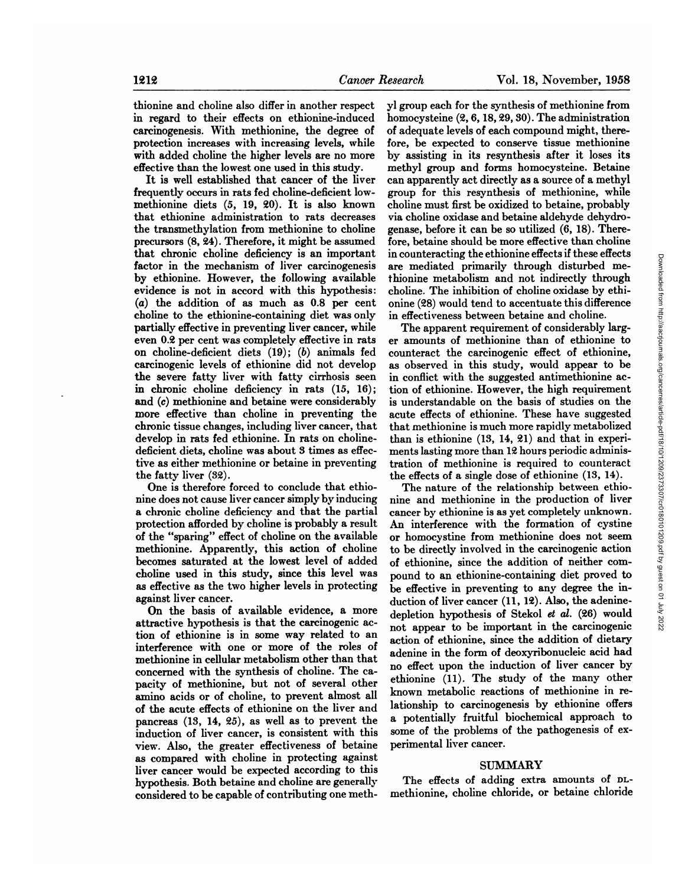thionine and choline also differ in another respect in regard to their effects on ethionine-induced carcinogenesis. With methionine, the degree of protection increases with increasing levels, while with added choline the higher levels are no more effective than the lowest one used in this study.

It is well established that cancer of the liver frequently occurs in rats fed choline-deficient low-methionine diets (5, 19, 20). It is also known that ethionine administration to rats decreases the transmethylation from methionine to choline precursors (8, 24). Therefore, it might be assumed that chronic choline deficiency is an important factor in the mechanism of liver carcinogenesis by ethionine. However, the following available evidence is not in accord with this hypothesis: (*a*) the addition of as much as 0.8 per cent choline to the ethionine-containing diet was only partially effective in preventing liver cancer, while even 0.2 per cent was completely effective in rats on choline-deficient diets (19); (*b*) animals fed carcinogenic levels of ethionine did not develop the severe fatty liver with fatty cirrhosis seen in chronic choline deficiency in rats (15, 16); and (*c*) methionine and betaine were considerably more effective than choline in preventing the chronic tissue changes, including liver cancer, that develop in rats fed ethionine. In rats on choline-deficient diets, choline was about 3 times as effective as either methionine or betaine in preventing the fatty liver (32).

One is therefore forced to conclude that ethionine does not cause liver cancer simply by inducing a chronic choline deficiency and that the partial protection afforded by choline is probably a result of the "sparing" effect of choline on the available methionine. Apparently, this action of choline becomes saturated at the lowest level of added choline used in this study, since this level was as effective as the two higher levels in protecting against liver cancer.

On the basis of available evidence, a more attractive hypothesis is that the carcinogenic action of ethionine is in some way related to an interference with one or more of the roles of methionine in cellular metabolism other than that concerned with the synthesis of choline. The capacity of methionine, but not of several other amino acids or of choline, to prevent almost all of the acute effects of ethionine on the liver and pancreas (13, 14, 25), as well as to prevent the induction of liver cancer, is consistent with this view. Also, the greater effectiveness of betaine as compared with choline in protecting against liver cancer would be expected according to this hypothesis. Both betaine and choline are generally considered to be capable of contributing one methyl group each for the synthesis of methionine from homocysteine (2, 6, 18, 29, 30). The administration of adequate levels of each compound might, therefore, be expected to conserve tissue methionine by assisting in its resynthesis after it loses its methyl group and forms homocysteine. Betaine can apparently act directly as a source of a methyl group for this resynthesis of methionine, while choline must first be oxidized to betaine, probably via choline oxidase and betaine aldehyde dehydrogenase, before it can be so utilized (6, 18). Therefore, betaine should be more effective than choline in counteracting the ethionine effects if these effects are mediated primarily through disturbed methionine metabolism and not indirectly through choline. The inhibition of choline oxidase by ethionine (28) would tend to accentuate this difference in effectiveness between betaine and choline.

The apparent requirement of considerably larger amounts of methionine than of ethionine to counteract the carcinogenic effect of ethionine, as observed in this study, would appear to be in conflict with the suggested antimethionine action of ethionine. However, the high requirement is understandable on the basis of studies on the acute effects of ethionine. These have suggested that methionine is much more rapidly metabolized than is ethionine (13, 14, 21) and that in experiments lasting more than 12 hours periodic administration of methionine is required to counteract the effects of a single dose of ethionine (13, 14).

The nature of the relationship between ethionine and methionine in the production of liver cancer by ethionine is as yet completely unknown. An interference with the formation of cystine or homocystine from methionine does not seem to be directly involved in the carcinogenic action of ethionine, since the addition of neither compound to an ethionine-containing diet proved to be effective in preventing to any degree the induction of liver cancer (11, 12). Also, the adenine-depletion hypothesis of Stekol *et al.* (26) would not appear to be important in the carcinogenic action of ethionine, since the addition of dietary adenine in the form of deoxyribonucleic acid had no effect upon the induction of liver cancer by ethionine (11). The study of the many other known metabolic reactions of methionine in relationship to carcinogenesis by ethionine offers a potentially fruitful biochemical approach to some of the problems of the pathogenesis of experimental liver cancer.

## SUMMARY

The effects of adding extra amounts of DL-methionine, choline chloride, or betaine chloride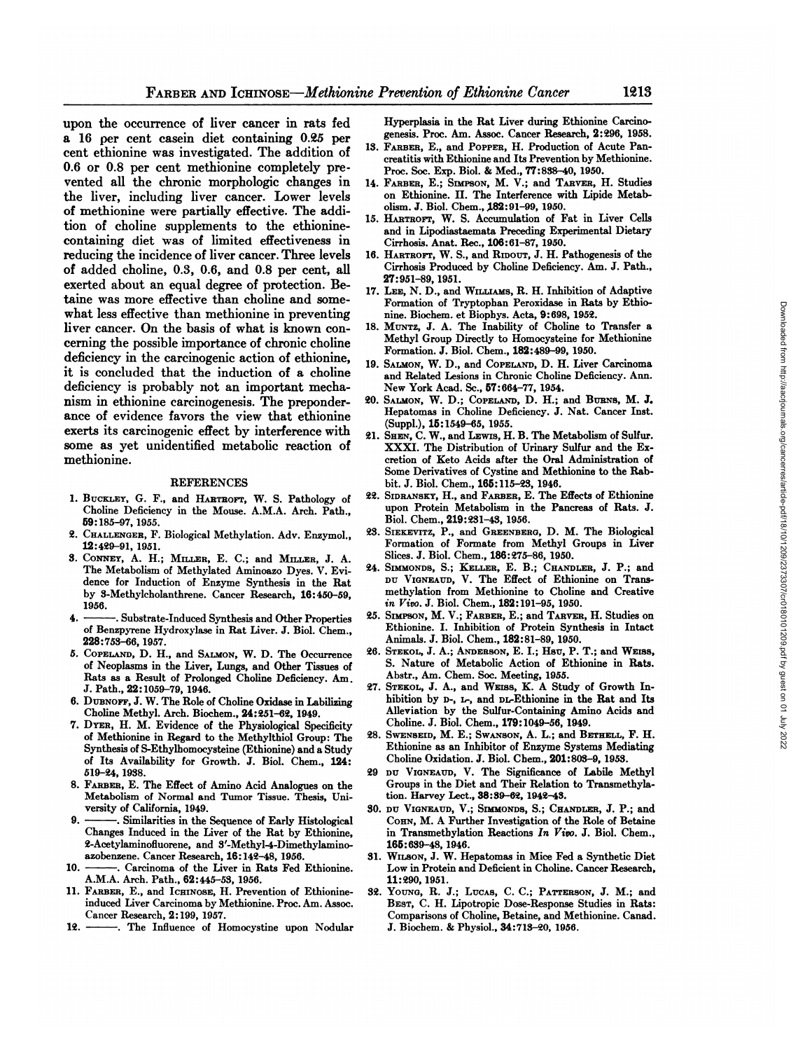upon the occurrence of liver cancer in rats fed a 16 per cent casein diet containing 0.25 per cent ethionine was investigated. The addition of 0.6 or 0.8 per cent methionine completely prevented all the chronic morphologic changes in the liver, including liver cancer. Lower levels of methionine were partially effective. The addition of choline supplements to the ethionine-containing diet was of limited effectiveness in reducing the incidence of liver cancer. Three levels of added choline, 0.3, 0.6, and 0.8 per cent, all exerted about an equal degree of protection. Betaine was more effective than choline and somewhat less effective than methionine in preventing liver cancer. On the basis of what is known concerning the possible importance of chronic choline deficiency in the carcinogenic action of ethionine, it is concluded that the induction of a choline deficiency is probably not an important mechanism in ethionine carcinogenesis. The preponderance of evidence favors the view that ethionine exerts its carcinogenic effect by interference with some as yet unidentified metabolic reaction of methionine.

## REFERENCES

1. Buckley, G. F., and Hartroft, W. S. Pathology of Choline Deficiency in the Mouse. A.M.A. Arch. Path., 59:185–97, 1955.
2. Challenger, F. Biological Methylation. Adv. Enzymol., 12:429–91, 1951.
3. Conney, A. H.; Miller, E. C.; and Miller, J. A. The Metabolism of Methylated Aminoazo Dyes. V. Evidence for Induction of Enzyme Synthesis in the Rat by 3-Methylcholanthrene. Cancer Research, 16:450–59, 1956.
4. ———. Substrate-Induced Synthesis and Other Properties of Benzpyrene Hydroxylase in Rat Liver. J. Biol. Chem., 228:753–66, 1957.
5. Copeland, D. H., and Salmon, W. D. The Occurrence of Neoplasms in the Liver, Lungs, and Other Tissues of Rats as a Result of Prolonged Choline Deficiency. Am. J. Path., 22:1059–79, 1946.
6. Dubnoff, J. W. The Role of Choline Oxidase in Labilizing Choline Methyl. Arch. Biochem., 24:251–62, 1949.
7. Dyer, H. M. Evidence of the Physiological Specificity of Methionine in Regard to the Methylthiol Group: The Synthesis of S-Ethylhomocysteine (Ethionine) and a Study of Its Availability for Growth. J. Biol. Chem., 124: 519–24, 1938.
8. Farber, E. The Effect of Amino Acid Analogues on the Metabolism of Normal and Tumor Tissue. Thesis, University of California, 1949.
9. ———. Similarities in the Sequence of Early Histological Changes Induced in the Liver of the Rat by Ethionine, 2-Acetylaminofluorene, and 3′-Methyl-4-Dimethylaminoazobenzene. Cancer Research, 16:142–48, 1956.
10. ———. Carcinoma of the Liver in Rats Fed Ethionine. A.M.A. Arch. Path., 62:445–53, 1956.
11. Farber, E., and Ichinose, H. Prevention of Ethionine-induced Liver Carcinoma by Methionine. Proc. Am. Assoc. Cancer Research, 2:199, 1957.
12. ———. The Influence of Homocystine upon Nodular Hyperplasia in the Rat Liver during Ethionine Carcinogenesis. Proc. Am. Assoc. Cancer Research, 2:296, 1958.
13. Farber, E., and Popper, H. Production of Acute Pancreatitis with Ethionine and Its Prevention by Methionine. Proc. Soc. Exp. Biol. & Med., 77:838–40, 1950.
14. Farber, E.; Simpson, M. V.; and Tarver, H. Studies on Ethionine. II. The Interference with Lipide Metabolism. J. Biol. Chem., 182:91–99, 1950.
15. Hartroft, W. S. Accumulation of Fat in Liver Cells and in Lipodiastaemata Preceding Experimental Dietary Cirrhosis. Anat. Rec., 106:61–87, 1950.
16. Hartroft, W. S., and Ridout, J. H. Pathogenesis of the Cirrhosis Produced by Choline Deficiency. Am. J. Path., 27:951–89, 1951.
17. Lee, N. D., and Williams, R. H. Inhibition of Adaptive Formation of Tryptophan Peroxidase in Rats by Ethionine. Biochem. et Biophys. Acta, 9:698, 1952.
18. Muntz, J. A. The Inability of Choline to Transfer a Methyl Group Directly to Homocysteine for Methionine Formation. J. Biol. Chem., 182:489–99, 1950.
19. Salmon, W. D., and Copeland, D. H. Liver Carcinoma and Related Lesions in Chronic Choline Deficiency. Ann. New York Acad. Sc., 57:664–77, 1954.
20. Salmon, W. D.; Copeland, D. H.; and Burns, M. J. Hepatomas in Choline Deficiency. J. Nat. Cancer Inst. (Suppl.), 15:1549–65, 1955.
21. Shen, C. W., and Lewis, H. B. The Metabolism of Sulfur. XXXI. The Distribution of Urinary Sulfur and the Excretion of Keto Acids after the Oral Administration of Some Derivatives of Cystine and Methionine to the Rabbit. J. Biol. Chem., 165:115–23, 1946.
22. Sidransky, H., and Farber, E. The Effects of Ethionine upon Protein Metabolism in the Pancreas of Rats. J. Biol. Chem., 219:231–43, 1956.
23. Siekevitz, P., and Greenberg, D. M. The Biological Formation of Formate from Methyl Groups in Liver Slices. J. Biol. Chem., 186:275–86, 1950.
24. Simmonds, S.; Keller, E. B.; Chandler, J. P.; and du Vigneaud, V. The Effect of Ethionine on Transmethylation from Methionine to Choline and Creative *in Vivo*. J. Biol. Chem., 182:191–95, 1950.
25. Simpson, M. V.; Farber, E.; and Tarver, H. Studies on Ethionine. I. Inhibition of Protein Synthesis in Intact Animals. J. Biol. Chem., 182:81–89, 1950.
26. Stekol, J. A.; Anderson, E. I.; Hsu, P. T.; and Weiss, S. Nature of Metabolic Action of Ethionine in Rats. Abstr., Am. Chem. Soc. Meeting, 1955.
27. Stekol, J. A., and Weiss, K. A Study of Growth Inhibition by D-, L-, and DL-Ethionine in the Rat and Its Alleviation by the Sulfur-Containing Amino Acids and Choline. J. Biol. Chem., 179:1049–56, 1949.
28. Swenseid, M. E.; Swanson, A. L.; and Bethell, F. H. Ethionine as an Inhibitor of Enzyme Systems Mediating Choline Oxidation. J. Biol. Chem., 201:803–9, 1953.
29. du Vigneaud, V. The Significance of Labile Methyl Groups in the Diet and Their Relation to Transmethylation. Harvey Lect., 38:39–62, 1942–43.
30. du Vigneaud, V.; Simmonds, S.; Chandler, J. P.; and Cohn, M. A Further Investigation of the Role of Betaine in Transmethylation Reactions *In Vivo*. J. Biol. Chem., 165:639–48, 1946.
31. Wilson, J. W. Hepatomas in Mice Fed a Synthetic Diet Low in Protein and Deficient in Choline. Cancer Research, 11:290, 1951.
32. Young, R. J.; Lucas, C. C.; Patterson, J. M.; and Best, C. H. Lipotropic Dose-Response Studies in Rats: Comparisons of Choline, Betaine, and Methionine. Canad. J. Biochem. & Physiol., 34:713–20, 1956.